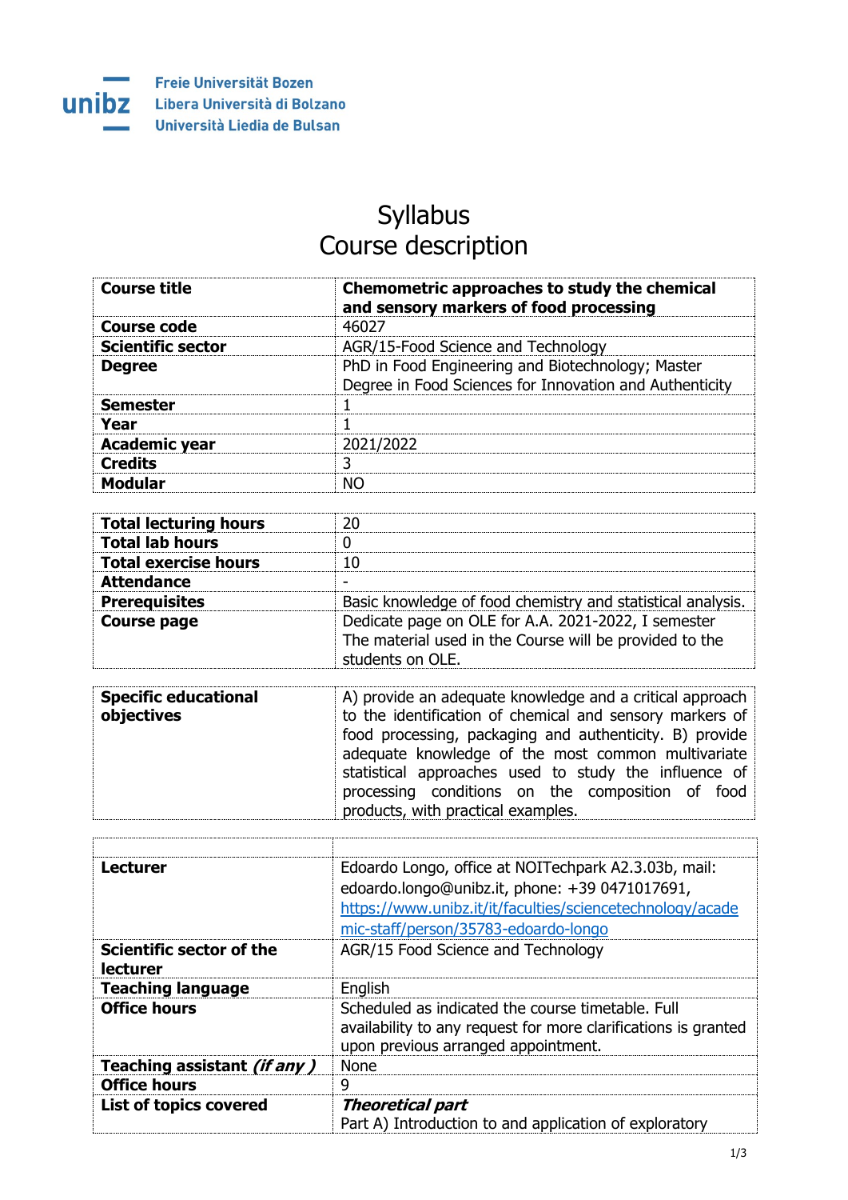Freie Universität Bozen
Libera Università di Bolzano
Università Liedia de Bulsan

# Syllabus
# Course description

| **Course title** | **Chemometric approaches to study the chemical and sensory markers of food processing** |
|---|---|
| **Course code** | 46027 |
| **Scientific sector** | AGR/15-Food Science and Technology |
| **Degree** | PhD in Food Engineering and Biotechnology; Master Degree in Food Sciences for Innovation and Authenticity |
| **Semester** | 1 |
| **Year** | 1 |
| **Academic year** | 2021/2022 |
| **Credits** | 3 |
| **Modular** | NO |

| **Total lecturing hours** | 20 |
|---|---|
| **Total lab hours** | 0 |
| **Total exercise hours** | 10 |
| **Attendance** | - |
| **Prerequisites** | Basic knowledge of food chemistry and statistical analysis. |
| **Course page** | Dedicate page on OLE for A.A. 2021-2022, I semester The material used in the Course will be provided to the students on OLE. |

| **Specific educational objectives** | A) provide an adequate knowledge and a critical approach to the identification of chemical and sensory markers of food processing, packaging and authenticity. B) provide adequate knowledge of the most common multivariate statistical approaches used to study the influence of processing conditions on the composition of food products, with practical examples. |
|---|---|

| | |
|---|---|
| **Lecturer** | Edoardo Longo, office at NOITechpark A2.3.03b, mail: edoardo.longo@unibz.it, phone: +39 0471017691, https://www.unibz.it/it/faculties/sciencetechnology/academic-staff/person/35783-edoardo-longo |
| **Scientific sector of the lecturer** | AGR/15 Food Science and Technology |
| **Teaching language** | English |
| **Office hours** | Scheduled as indicated the course timetable. Full availability to any request for more clarifications is granted upon previous arranged appointment. |
| **Teaching assistant *(if any )*** | None |
| **Office hours** | 9 |
| **List of topics covered** | ***Theoretical part*** Part A) Introduction to and application of exploratory |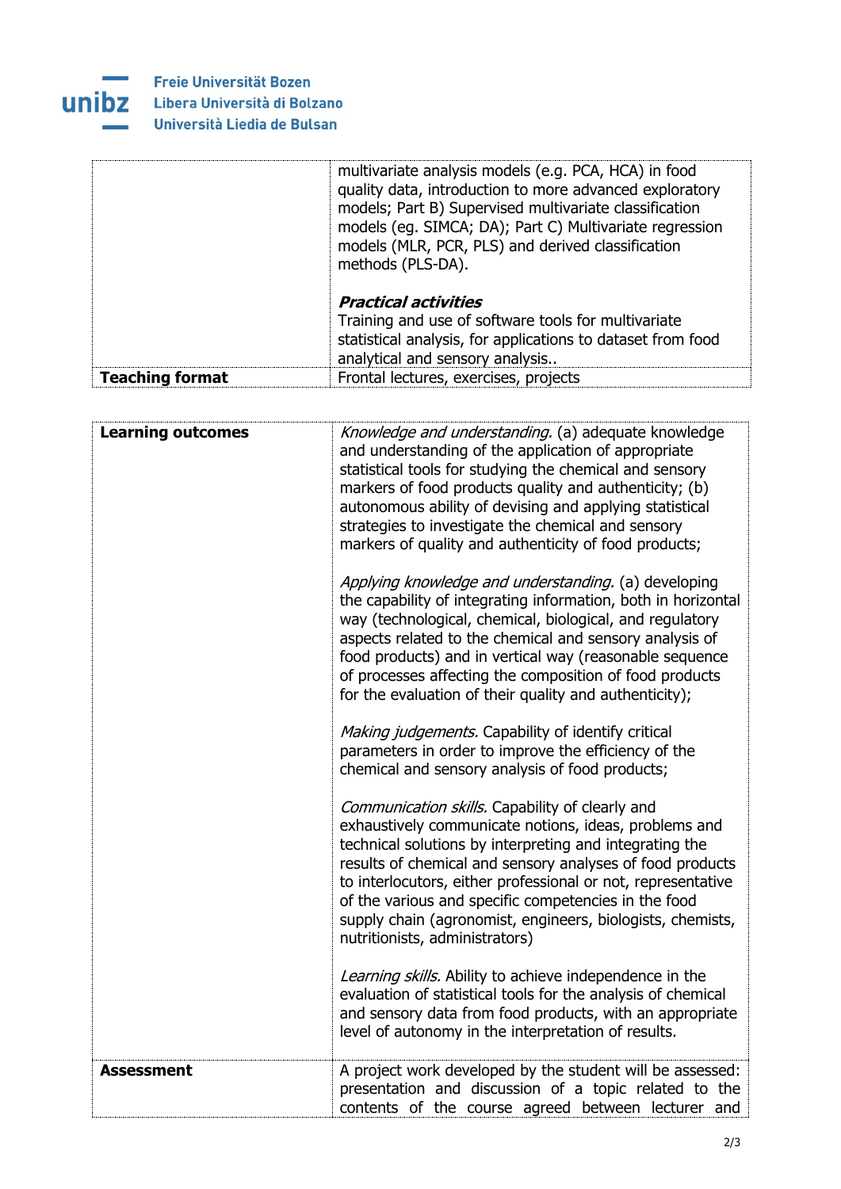| | |
|---|---|
| | multivariate analysis models (e.g. PCA, HCA) in food quality data, introduction to more advanced exploratory models; Part B) Supervised multivariate classification models (eg. SIMCA; DA); Part C) Multivariate regression models (MLR, PCR, PLS) and derived classification methods (PLS-DA).<br><br>***Practical activities***<br>Training and use of software tools for multivariate statistical analysis, for applications to dataset from food analytical and sensory analysis.. |
| **Teaching format** | Frontal lectures, exercises, projects |

| | |
|---|---|
| **Learning outcomes** | *Knowledge and understanding.* (a) adequate knowledge and understanding of the application of appropriate statistical tools for studying the chemical and sensory markers of food products quality and authenticity; (b) autonomous ability of devising and applying statistical strategies to investigate the chemical and sensory markers of quality and authenticity of food products;<br><br>*Applying knowledge and understanding.* (a) developing the capability of integrating information, both in horizontal way (technological, chemical, biological, and regulatory aspects related to the chemical and sensory analysis of food products) and in vertical way (reasonable sequence of processes affecting the composition of food products for the evaluation of their quality and authenticity);<br><br>*Making judgements.* Capability of identify critical parameters in order to improve the efficiency of the chemical and sensory analysis of food products;<br><br>*Communication skills.* Capability of clearly and exhaustively communicate notions, ideas, problems and technical solutions by interpreting and integrating the results of chemical and sensory analyses of food products to interlocutors, either professional or not, representative of the various and specific competencies in the food supply chain (agronomist, engineers, biologists, chemists, nutritionists, administrators)<br><br>*Learning skills.* Ability to achieve independence in the evaluation of statistical tools for the analysis of chemical and sensory data from food products, with an appropriate level of autonomy in the interpretation of results. |
| **Assessment** | A project work developed by the student will be assessed: presentation and discussion of a topic related to the contents of the course agreed between lecturer and |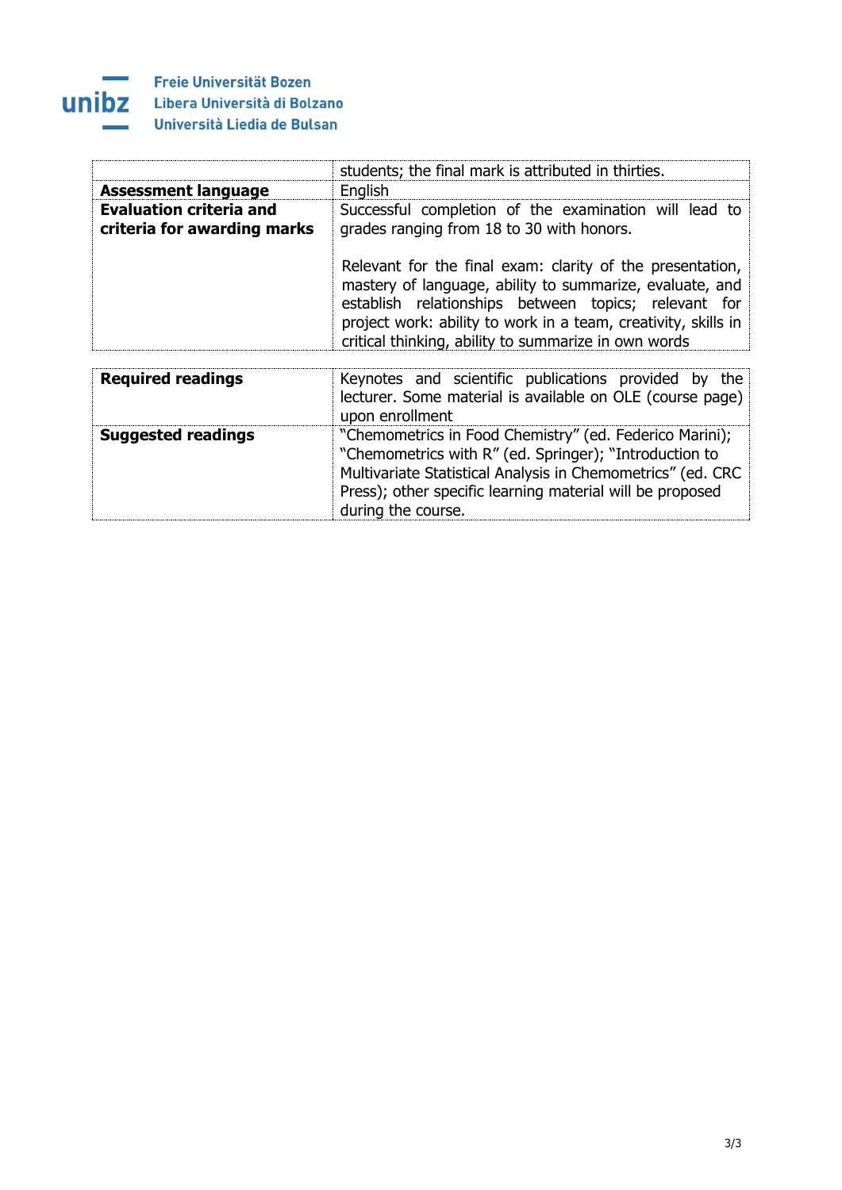| | |
|---|---|
| | students; the final mark is attributed in thirties. |
| **Assessment language** | English |
| **Evaluation criteria and criteria for awarding marks** | Successful completion of the examination will lead to grades ranging from 18 to 30 with honors.<br><br>Relevant for the final exam: clarity of the presentation, mastery of language, ability to summarize, evaluate, and establish relationships between topics; relevant for project work: ability to work in a team, creativity, skills in critical thinking, ability to summarize in own words |

| | |
|---|---|
| **Required readings** | Keynotes and scientific publications provided by the lecturer. Some material is available on OLE (course page) upon enrollment |
| **Suggested readings** | "Chemometrics in Food Chemistry" (ed. Federico Marini); "Chemometrics with R" (ed. Springer); "Introduction to Multivariate Statistical Analysis in Chemometrics" (ed. CRC Press); other specific learning material will be proposed during the course. |